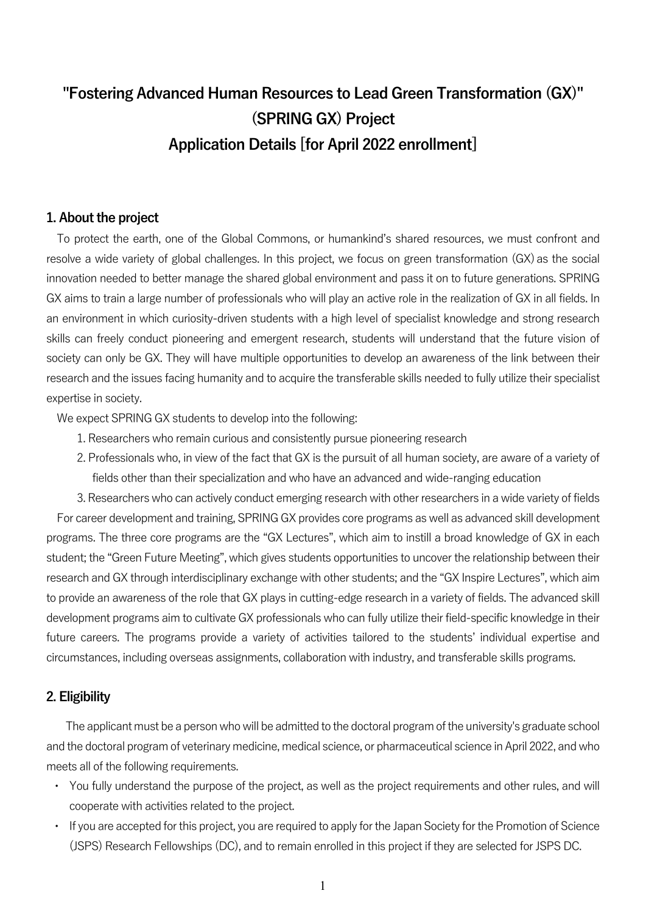# "Fostering Advanced Human Resources to Lead Green Transformation (GX)" (SPRING GX) Project Application Details [for April 2022 enrollment]

## 1. About the project

To protect the earth, one of the Global Commons, or humankind's shared resources, we must confront and resolve a wide variety of global challenges. In this project, we focus on green transformation (GX) as the social innovation needed to better manage the shared global environment and pass it on to future generations. SPRING GX aims to train a large number of professionals who will play an active role in the realization of GX in all fields. In an environment in which curiosity-driven students with a high level of specialist knowledge and strong research skills can freely conduct pioneering and emergent research, students will understand that the future vision of society can only be GX. They will have multiple opportunities to develop an awareness of the link between their research and the issues facing humanity and to acquire the transferable skills needed to fully utilize their specialist expertise in society.

We expect SPRING GX students to develop into the following:

1. Researchers who remain curious and consistently pursue pioneering research
2. Professionals who, in view of the fact that GX is the pursuit of all human society, are aware of a variety of fields other than their specialization and who have an advanced and wide-ranging education
3. Researchers who can actively conduct emerging research with other researchers in a wide variety of fields

For career development and training, SPRING GX provides core programs as well as advanced skill development programs. The three core programs are the "GX Lectures", which aim to instill a broad knowledge of GX in each student; the "Green Future Meeting", which gives students opportunities to uncover the relationship between their research and GX through interdisciplinary exchange with other students; and the "GX Inspire Lectures", which aim to provide an awareness of the role that GX plays in cutting-edge research in a variety of fields. The advanced skill development programs aim to cultivate GX professionals who can fully utilize their field-specific knowledge in their future careers. The programs provide a variety of activities tailored to the students' individual expertise and circumstances, including overseas assignments, collaboration with industry, and transferable skills programs.

## 2. Eligibility

The applicant must be a person who will be admitted to the doctoral program of the university's graduate school and the doctoral program of veterinary medicine, medical science, or pharmaceutical science in April 2022, and who meets all of the following requirements.

- You fully understand the purpose of the project, as well as the project requirements and other rules, and will cooperate with activities related to the project.
- If you are accepted for this project, you are required to apply for the Japan Society for the Promotion of Science (JSPS) Research Fellowships (DC), and to remain enrolled in this project if they are selected for JSPS DC.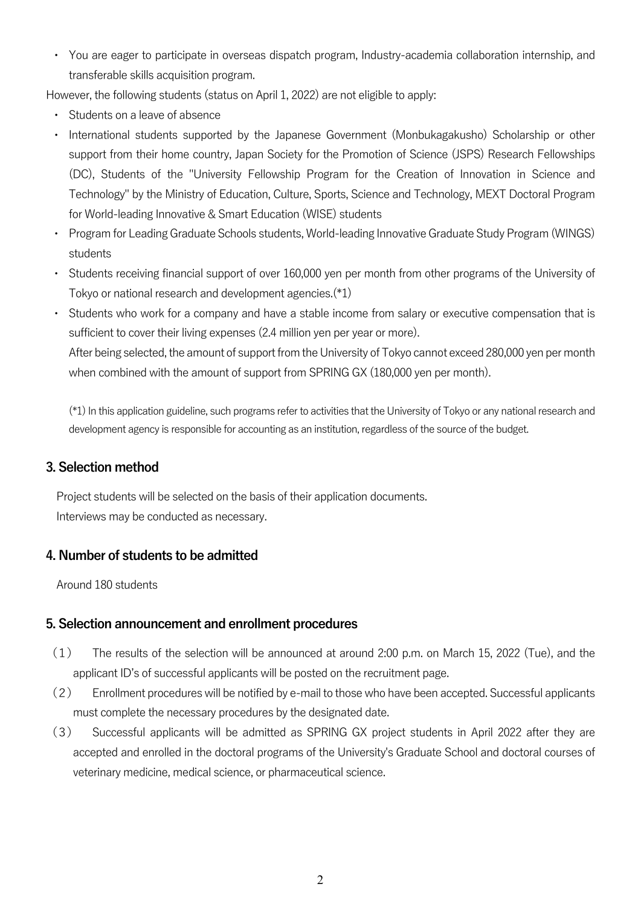- You are eager to participate in overseas dispatch program, Industry-academia collaboration internship, and transferable skills acquisition program.

However, the following students (status on April 1, 2022) are not eligible to apply:

- Students on a leave of absence
- International students supported by the Japanese Government (Monbukagakusho) Scholarship or other support from their home country, Japan Society for the Promotion of Science (JSPS) Research Fellowships (DC), Students of the "University Fellowship Program for the Creation of Innovation in Science and Technology" by the Ministry of Education, Culture, Sports, Science and Technology, MEXT Doctoral Program for World-leading Innovative & Smart Education (WISE) students
- Program for Leading Graduate Schools students, World-leading Innovative Graduate Study Program (WINGS) students
- Students receiving financial support of over 160,000 yen per month from other programs of the University of Tokyo or national research and development agencies.(*1)
- Students who work for a company and have a stable income from salary or executive compensation that is sufficient to cover their living expenses (2.4 million yen per year or more).
  After being selected, the amount of support from the University of Tokyo cannot exceed 280,000 yen per month when combined with the amount of support from SPRING GX (180,000 yen per month).

(*1) In this application guideline, such programs refer to activities that the University of Tokyo or any national research and development agency is responsible for accounting as an institution, regardless of the source of the budget.

## 3. Selection method

Project students will be selected on the basis of their application documents.
Interviews may be conducted as necessary.

## 4. Number of students to be admitted

Around 180 students

## 5. Selection announcement and enrollment procedures

（1） The results of the selection will be announced at around 2:00 p.m. on March 15, 2022 (Tue), and the applicant ID's of successful applicants will be posted on the recruitment page.

（2） Enrollment procedures will be notified by e-mail to those who have been accepted. Successful applicants must complete the necessary procedures by the designated date.

（3） Successful applicants will be admitted as SPRING GX project students in April 2022 after they are accepted and enrolled in the doctoral programs of the University's Graduate School and doctoral courses of veterinary medicine, medical science, or pharmaceutical science.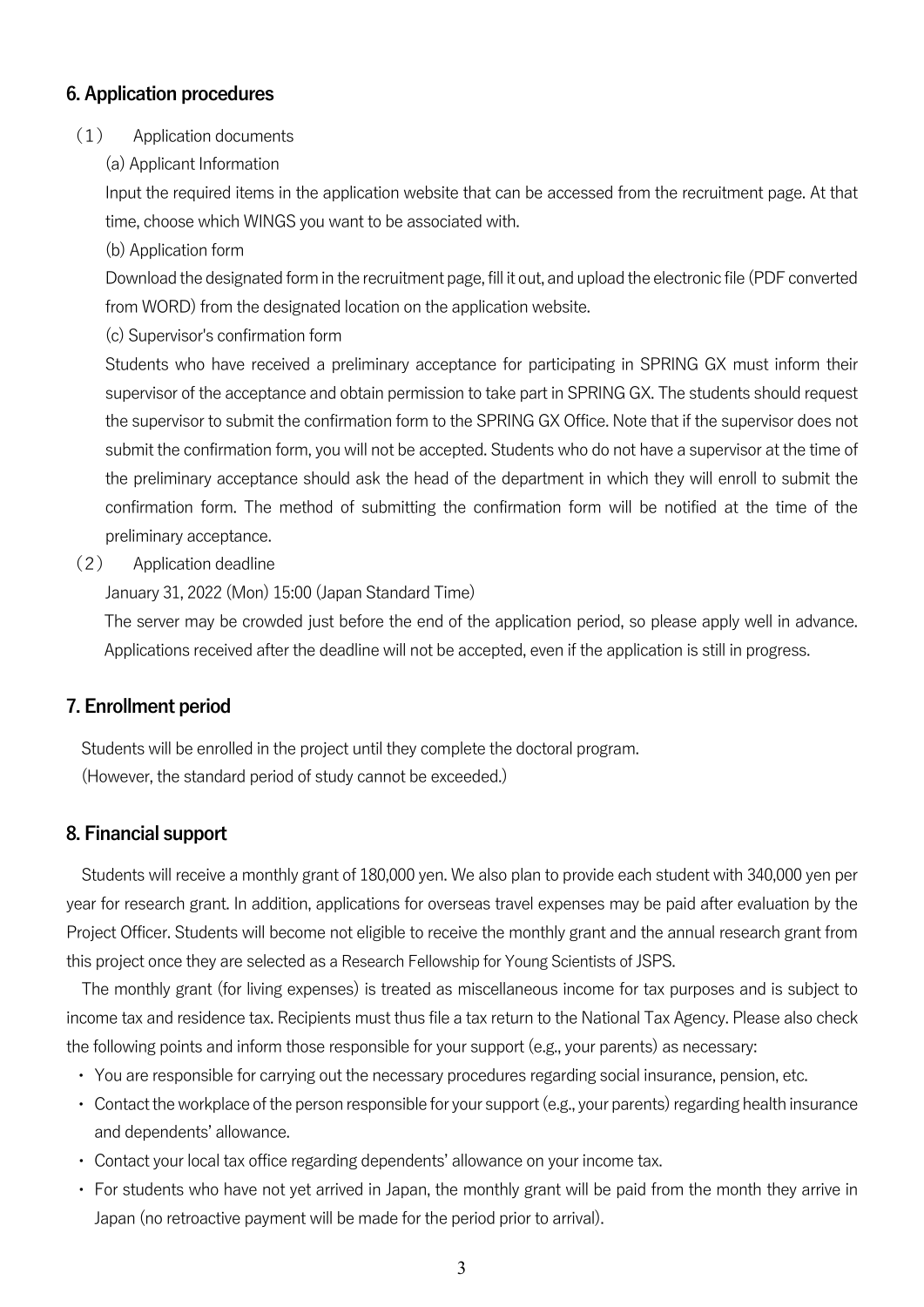## 6. Application procedures

（1） Application documents

(a) Applicant Information

Input the required items in the application website that can be accessed from the recruitment page. At that time, choose which WINGS you want to be associated with.

(b) Application form

Download the designated form in the recruitment page, fill it out, and upload the electronic file (PDF converted from WORD) from the designated location on the application website.

(c) Supervisor's confirmation form

Students who have received a preliminary acceptance for participating in SPRING GX must inform their supervisor of the acceptance and obtain permission to take part in SPRING GX. The students should request the supervisor to submit the confirmation form to the SPRING GX Office. Note that if the supervisor does not submit the confirmation form, you will not be accepted. Students who do not have a supervisor at the time of the preliminary acceptance should ask the head of the department in which they will enroll to submit the confirmation form. The method of submitting the confirmation form will be notified at the time of the preliminary acceptance.

（2） Application deadline

January 31, 2022 (Mon) 15:00 (Japan Standard Time)

The server may be crowded just before the end of the application period, so please apply well in advance. Applications received after the deadline will not be accepted, even if the application is still in progress.

## 7. Enrollment period

Students will be enrolled in the project until they complete the doctoral program.
(However, the standard period of study cannot be exceeded.)

## 8. Financial support

Students will receive a monthly grant of 180,000 yen. We also plan to provide each student with 340,000 yen per year for research grant. In addition, applications for overseas travel expenses may be paid after evaluation by the Project Officer. Students will become not eligible to receive the monthly grant and the annual research grant from this project once they are selected as a Research Fellowship for Young Scientists of JSPS.

The monthly grant (for living expenses) is treated as miscellaneous income for tax purposes and is subject to income tax and residence tax. Recipients must thus file a tax return to the National Tax Agency. Please also check the following points and inform those responsible for your support (e.g., your parents) as necessary:

- You are responsible for carrying out the necessary procedures regarding social insurance, pension, etc.
- Contact the workplace of the person responsible for your support (e.g., your parents) regarding health insurance and dependents' allowance.
- Contact your local tax office regarding dependents' allowance on your income tax.
- For students who have not yet arrived in Japan, the monthly grant will be paid from the month they arrive in Japan (no retroactive payment will be made for the period prior to arrival).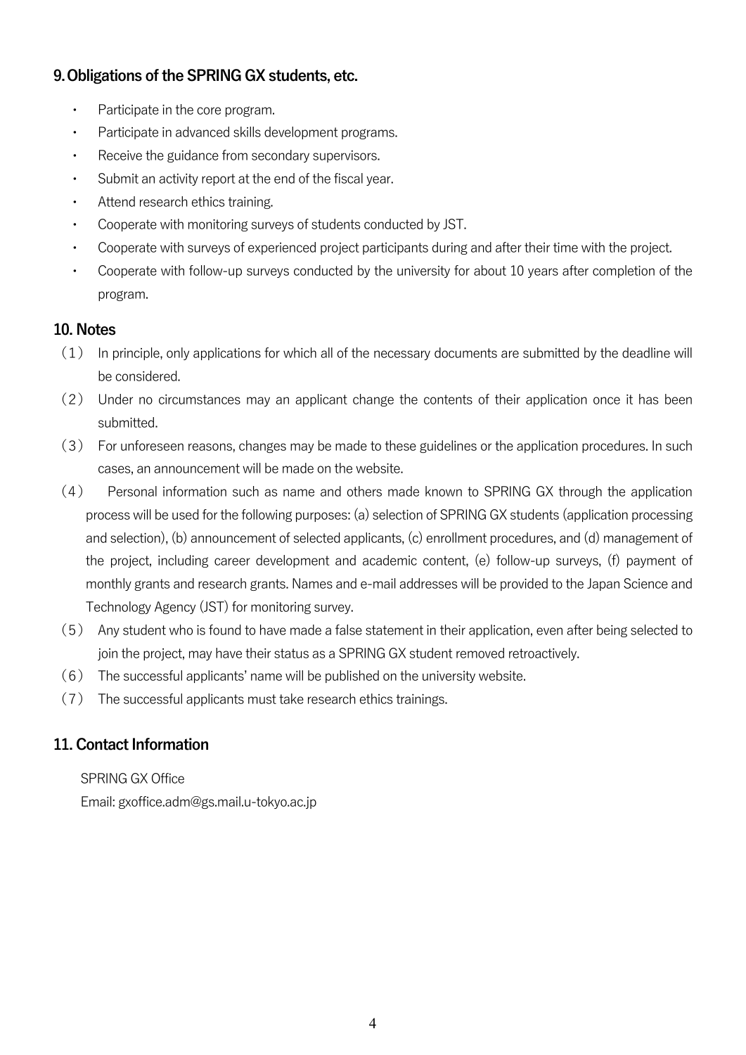## 9. Obligations of the SPRING GX students, etc.

- Participate in the core program.
- Participate in advanced skills development programs.
- Receive the guidance from secondary supervisors.
- Submit an activity report at the end of the fiscal year.
- Attend research ethics training.
- Cooperate with monitoring surveys of students conducted by JST.
- Cooperate with surveys of experienced project participants during and after their time with the project.
- Cooperate with follow-up surveys conducted by the university for about 10 years after completion of the program.

## 10. Notes

（1） In principle, only applications for which all of the necessary documents are submitted by the deadline will be considered.

（2） Under no circumstances may an applicant change the contents of their application once it has been submitted.

（3） For unforeseen reasons, changes may be made to these guidelines or the application procedures. In such cases, an announcement will be made on the website.

（4） Personal information such as name and others made known to SPRING GX through the application process will be used for the following purposes: (a) selection of SPRING GX students (application processing and selection), (b) announcement of selected applicants, (c) enrollment procedures, and (d) management of the project, including career development and academic content, (e) follow-up surveys, (f) payment of monthly grants and research grants. Names and e-mail addresses will be provided to the Japan Science and Technology Agency (JST) for monitoring survey.

（5） Any student who is found to have made a false statement in their application, even after being selected to join the project, may have their status as a SPRING GX student removed retroactively.

（6） The successful applicants' name will be published on the university website.

（7） The successful applicants must take research ethics trainings.

## 11. Contact Information

SPRING GX Office
Email: gxoffice.adm@gs.mail.u-tokyo.ac.jp